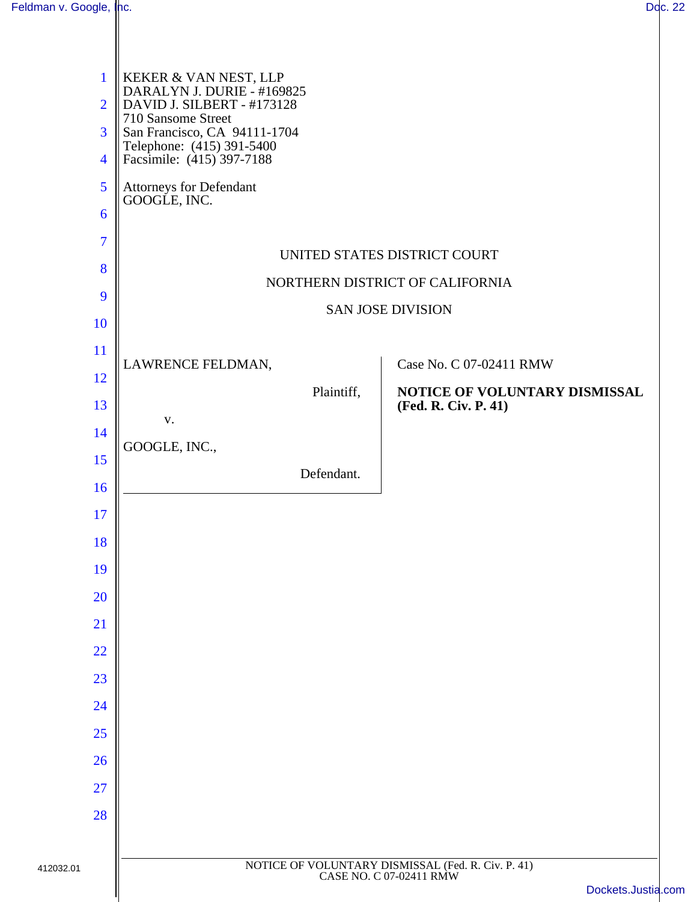KEKER & VAN NEST, LLP
DARALYN J. DURIE - #169825
DAVID J. SILBERT - #173128
710 Sansome Street
San Francisco, CA 94111-1704
Telephone: (415) 391-5400
Facsimile: (415) 397-7188

Attorneys for Defendant
GOOGLE, INC.

UNITED STATES DISTRICT COURT

NORTHERN DISTRICT OF CALIFORNIA

SAN JOSE DIVISION

LAWRENCE FELDMAN,

Plaintiff,

v.

GOOGLE, INC.,

Defendant.

Case No. C 07-02411 RMW

**NOTICE OF VOLUNTARY DISMISSAL (Fed. R. Civ. P. 41)**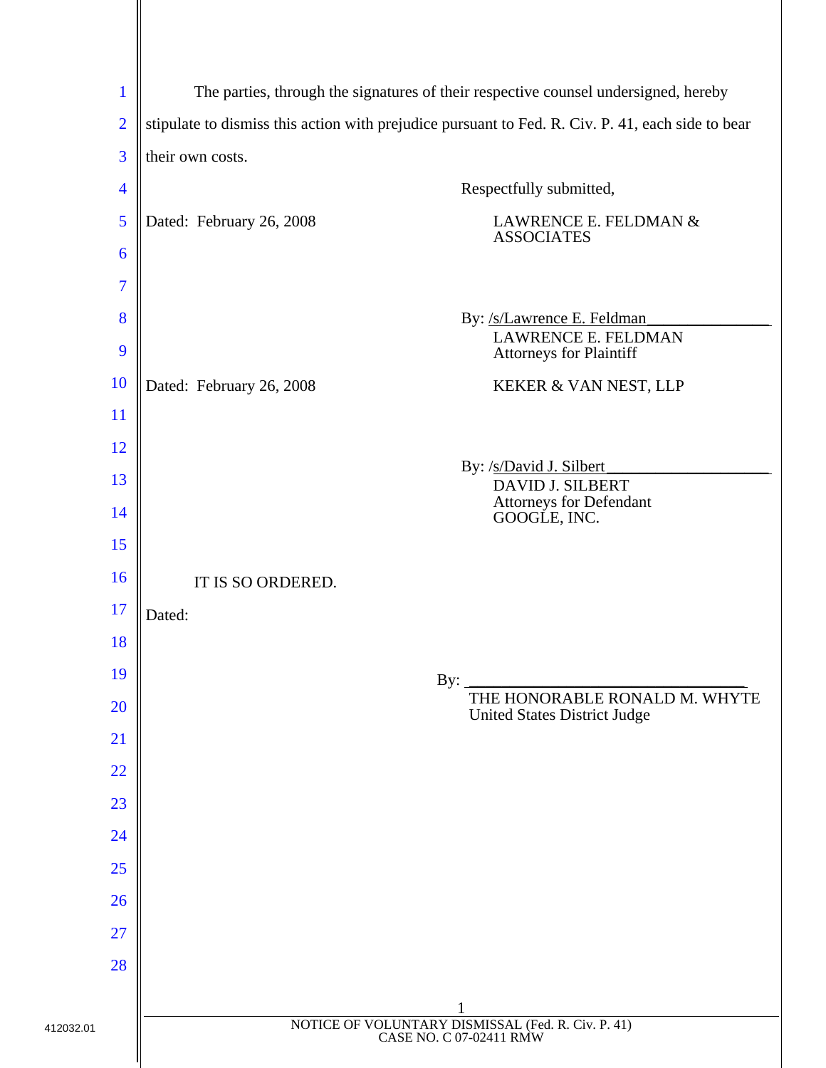The parties, through the signatures of their respective counsel undersigned, hereby stipulate to dismiss this action with prejudice pursuant to Fed. R. Civ. P. 41, each side to bear their own costs.

Respectfully submitted,

Dated: February 26, 2008

LAWRENCE E. FELDMAN & ASSOCIATES

By: /s/Lawrence E. Feldman
LAWRENCE E. FELDMAN
Attorneys for Plaintiff

Dated: February 26, 2008

KEKER & VAN NEST, LLP

By: /s/David J. Silbert
DAVID J. SILBERT
Attorneys for Defendant
GOOGLE, INC.

IT IS SO ORDERED.

Dated:

By: ______________________________
THE HONORABLE RONALD M. WHYTE
United States District Judge

412032.01

NOTICE OF VOLUNTARY DISMISSAL (Fed. R. Civ. P. 41)
CASE NO. C 07-02411 RMW